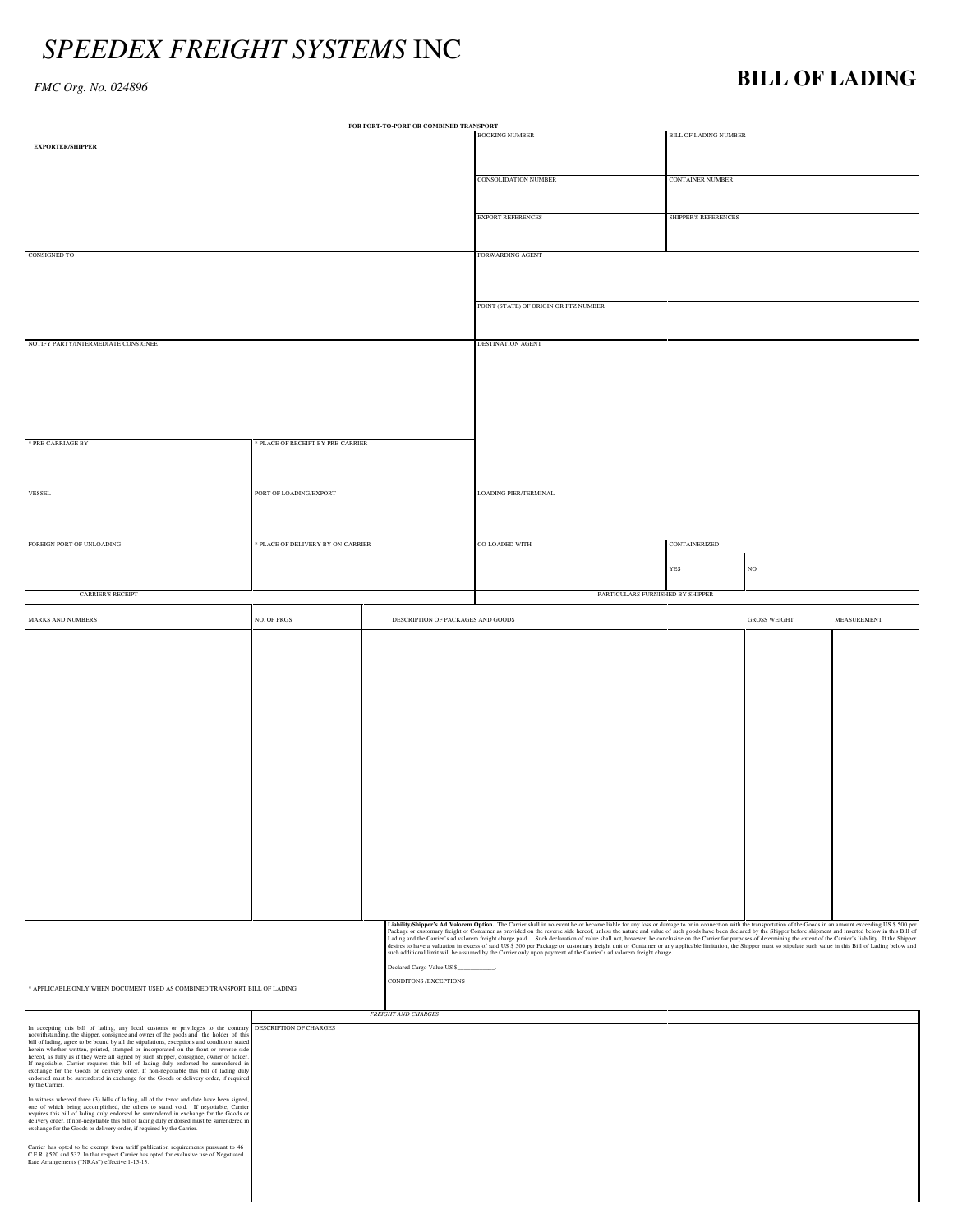# *SPEEDEX FREIGHT SYSTEMS* INC

*FMC Org. No. 024896*

## BILL OF LADING

**FOR PORT-TO-PORT OR COMBINED TRANSPORT**

| | | | |
|---|---|---|---|
| **EXPORTER/SHIPPER** | | BOOKING NUMBER | BILL OF LADING NUMBER |
| | | CONSOLIDATION NUMBER | CONTAINER NUMBER |
| | | EXPORT REFERENCES | SHIPPER'S REFERENCES |
| CONSIGNED TO | | FORWARDING AGENT | |
| | | POINT (STATE) OF ORIGIN OR FTZ NUMBER | |
| NOTIFY PARTY/INTERMEDIATE CONSIGNEE | | DESTINATION AGENT | |
| * PRE-CARRIAGE BY | * PLACE OF RECEIPT BY PRE-CARRIER | | |
| VESSEL | PORT OF LOADING/EXPORT | LOADING PIER/TERMINAL | |
| FOREIGN PORT OF UNLOADING | * PLACE OF DELIVERY BY ON-CARRIER | CO-LOADED WITH | CONTAINERIZED<br>YES NO |

| CARRIER'S RECEIPT | | PARTICULARS FURNISHED BY SHIPPER | | |
|---|---|---|---|---|
| MARKS AND NUMBERS | NO. OF PKGS | DESCRIPTION OF PACKAGES AND GOODS | GROSS WEIGHT | MEASUREMENT |
| | | | | |

* APPLICABLE ONLY WHEN DOCUMENT USED AS COMBINED TRANSPORT BILL OF LADING

**Liability/Shipper's Ad Valorem Option.** The Carrier shall in no event be or become liable for any loss or damage to or in connection with the transportation of the Goods in an amount exceeding US $ 500 per Package or customary freight or Container as provided on the reverse side hereof, unless the nature and value of such goods have been declared by the Shipper before shipment and inserted below in this Bill of Lading and the Carrier's ad valorem freight charge paid. Such declaration of value shall not, however, be conclusive on the Carrier for purposes of determining the extent of the Carrier's liability. If the Shipper desires to have a valuation in excess of said US $ 500 per Package or customary freight unit or Container or any applicable limitation, the Shipper must so stipulate such value in this Bill of Lading below and such additional limit will be assumed by the Carrier only upon payment of the Carrier's ad valorem freight charge.

Declared Cargo Value US $____________.

CONDITONS /EXCEPTIONS

*FREIGHT AND CHARGES*

| DESCRIPTION OF CHARGES | |
|---|---|
| | |

In accepting this bill of lading, any local customs or privileges to the contrary notwithstanding, the shipper, consignee and owner of the goods and the holder of this bill of lading, agree to be bound by all the stipulations, exceptions and conditions stated herein whether written, printed, stamped or incorporated on the front or reverse side hereof, as fully as if they were all signed by such shipper, consignee, owner or holder. If negotiable, Carrier requires this bill of lading duly endorsed be surrendered in exchange for the Goods or delivery order. If non-negotiable this bill of lading duly endorsed must be surrendered in exchange for the Goods or delivery order, if required by the Carrier.

In witness whereof three (3) bills of lading, all of the tenor and date have been signed, one of which being accomplished, the others to stand void. If negotiable, Carrier requires this bill of lading duly endorsed be surrendered in exchange for the Goods or delivery order. If non-negotiable this bill of lading duly endorsed must be surrendered in exchange for the Goods or delivery order, if required by the Carrier.

Carrier has opted to be exempt from tariff publication requirements pursuant to 46 C.F.R. §520 and 532. In that respect Carrier has opted for exclusive use of Negotiated Rate Arrangements ("NRAs") effective 1-15-13.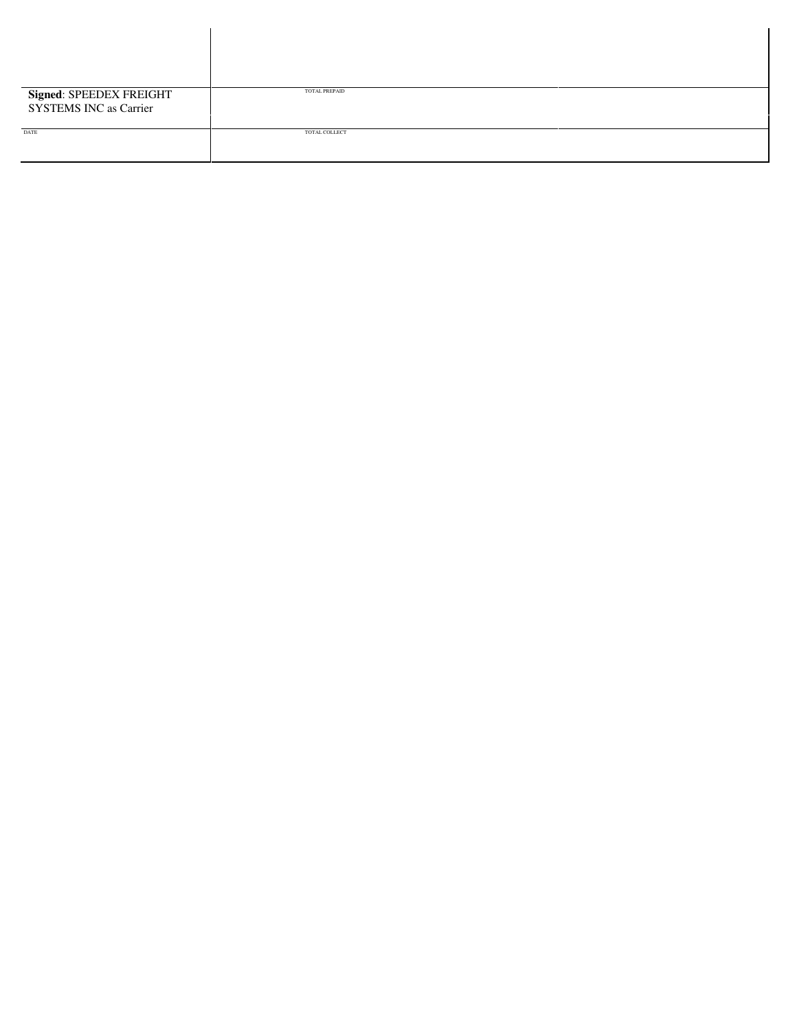| | | |
|---|---|---|
| **Signed**: SPEEDEX FREIGHT SYSTEMS INC as Carrier | TOTAL PREPAID | |
| DATE | TOTAL COLLECT | |